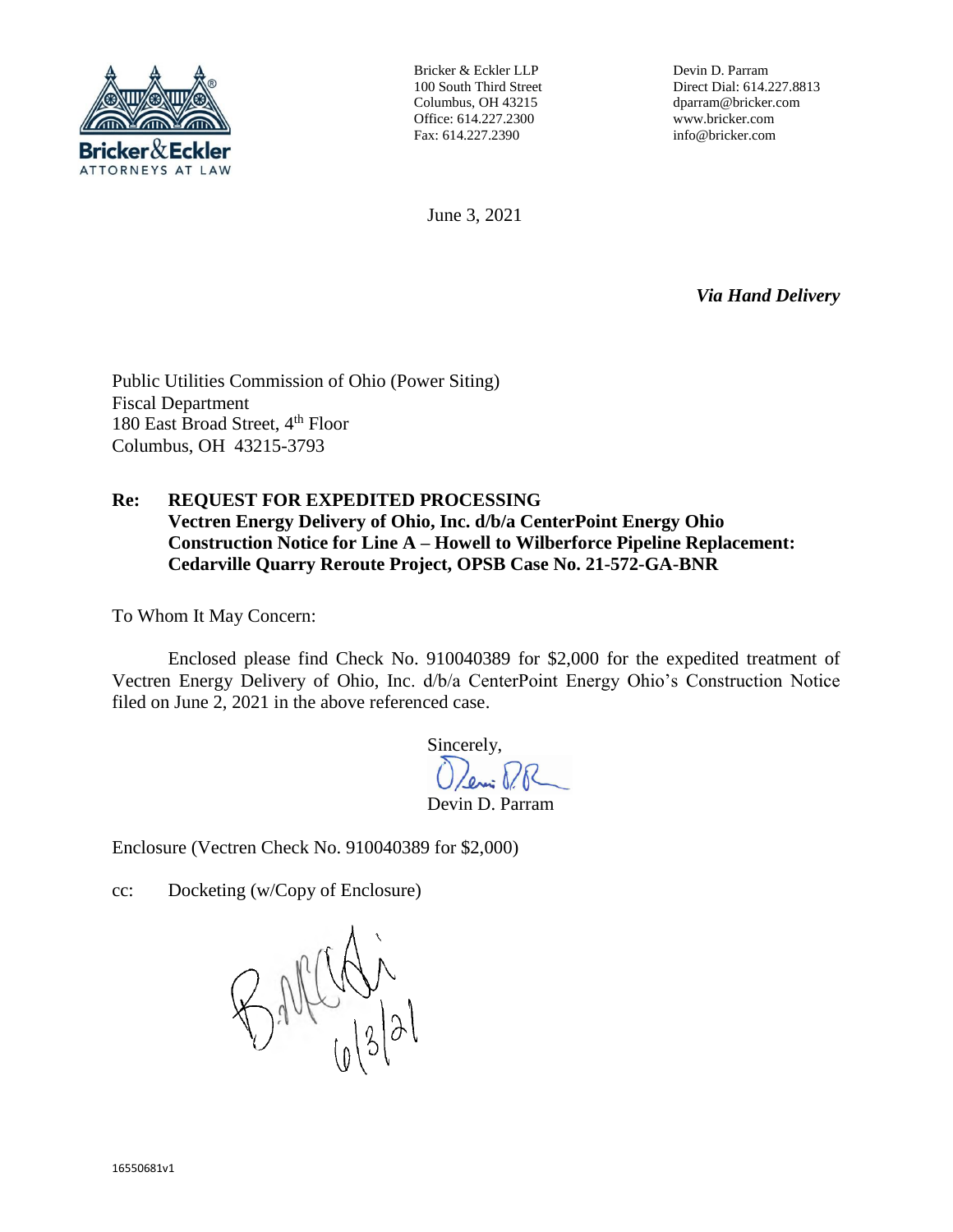Bricker & Eckler
ATTORNEYS AT LAW

Bricker & Eckler LLP
100 South Third Street
Columbus, OH 43215
Office: 614.227.2300
Fax: 614.227.2390

Devin D. Parram
Direct Dial: 614.227.8813
dparram@bricker.com
www.bricker.com
info@bricker.com

June 3, 2021

***Via Hand Delivery***

Public Utilities Commission of Ohio (Power Siting)
Fiscal Department
180 East Broad Street, 4th Floor
Columbus, OH 43215-3793

**Re: REQUEST FOR EXPEDITED PROCESSING**
**Vectren Energy Delivery of Ohio, Inc. d/b/a CenterPoint Energy Ohio Construction Notice for Line A – Howell to Wilberforce Pipeline Replacement: Cedarville Quarry Reroute Project, OPSB Case No. 21-572-GA-BNR**

To Whom It May Concern:

Enclosed please find Check No. 910040389 for $2,000 for the expedited treatment of Vectren Energy Delivery of Ohio, Inc. d/b/a CenterPoint Energy Ohio's Construction Notice filed on June 2, 2021 in the above referenced case.

Sincerely,

Devin D. Parram

Enclosure (Vectren Check No. 910040389 for $2,000)

cc: Docketing (w/Copy of Enclosure)

6/3/21

16550681v1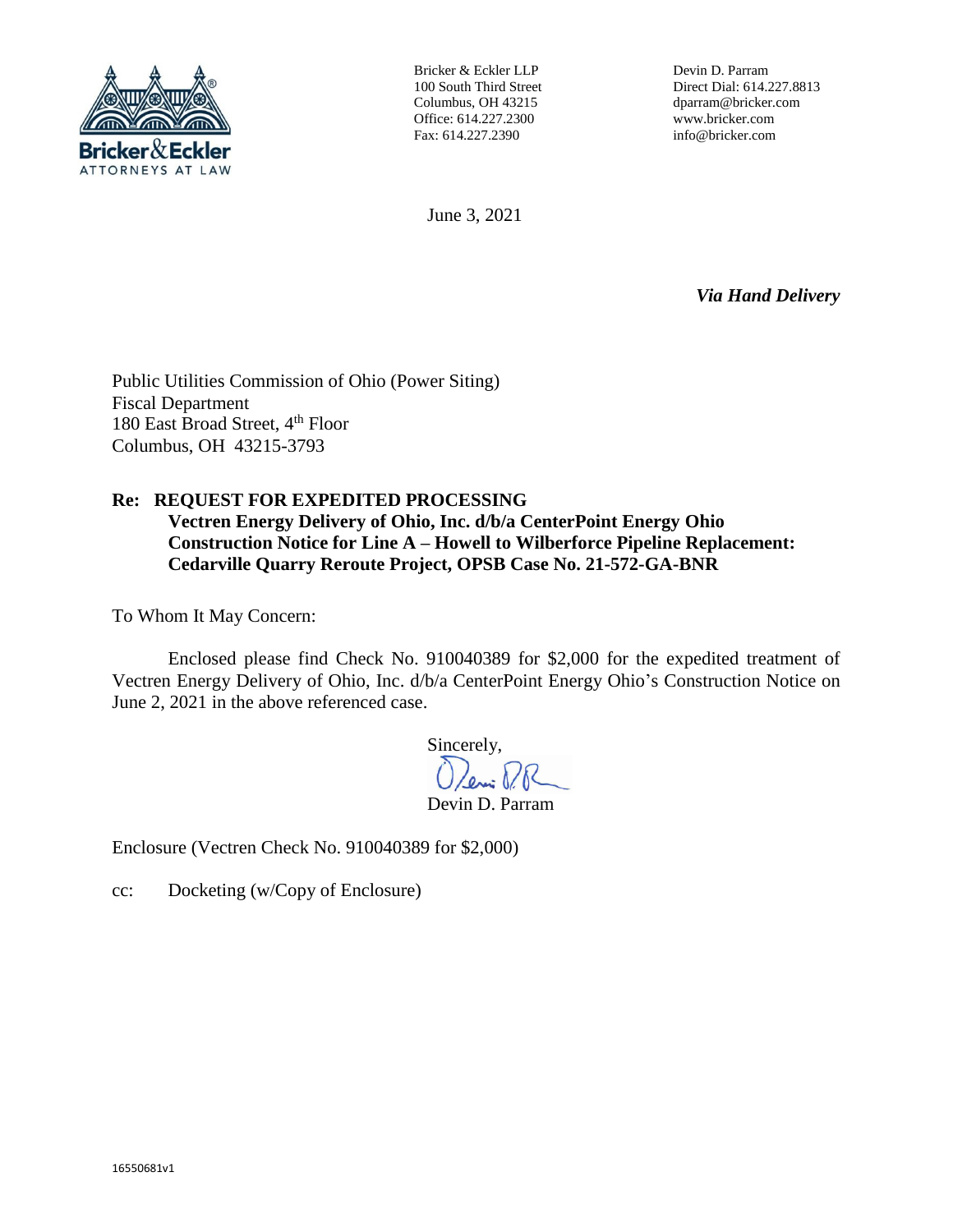Bricker & Eckler
ATTORNEYS AT LAW

Bricker & Eckler LLP
100 South Third Street
Columbus, OH 43215
Office: 614.227.2300
Fax: 614.227.2390

Devin D. Parram
Direct Dial: 614.227.8813
dparram@bricker.com
www.bricker.com
info@bricker.com

June 3, 2021

***Via Hand Delivery***

Public Utilities Commission of Ohio (Power Siting)
Fiscal Department
180 East Broad Street, 4th Floor
Columbus, OH 43215-3793

**Re: REQUEST FOR EXPEDITED PROCESSING**
**Vectren Energy Delivery of Ohio, Inc. d/b/a CenterPoint Energy Ohio**
**Construction Notice for Line A – Howell to Wilberforce Pipeline Replacement:**
**Cedarville Quarry Reroute Project, OPSB Case No. 21-572-GA-BNR**

To Whom It May Concern:

Enclosed please find Check No. 910040389 for $2,000 for the expedited treatment of Vectren Energy Delivery of Ohio, Inc. d/b/a CenterPoint Energy Ohio's Construction Notice on June 2, 2021 in the above referenced case.

Sincerely,

Devin D. Parram

Enclosure (Vectren Check No. 910040389 for $2,000)

cc: Docketing (w/Copy of Enclosure)

16550681v1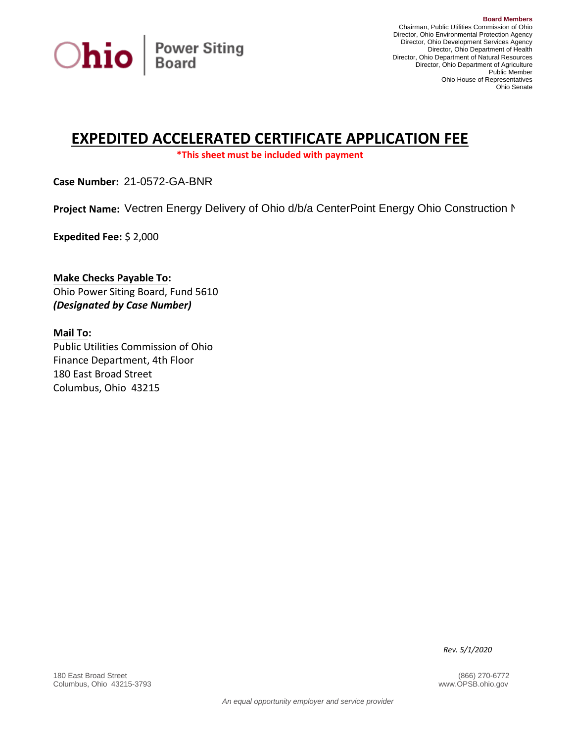Ohio | Power Siting Board

**Board Members**
Chairman, Public Utilities Commission of Ohio
Director, Ohio Environmental Protection Agency
Director, Ohio Development Services Agency
Director, Ohio Department of Health
Director, Ohio Department of Natural Resources
Director, Ohio Department of Agriculture
Public Member
Ohio House of Representatives
Ohio Senate

# EXPEDITED ACCELERATED CERTIFICATE APPLICATION FEE

***This sheet must be included with payment**

**Case Number:** 21-0572-GA-BNR

**Project Name:** Vectren Energy Delivery of Ohio d/b/a CenterPoint Energy Ohio Construction N

**Expedited Fee:** $ 2,000

**Make Checks Payable To:**
Ohio Power Siting Board, Fund 5610
***(Designated by Case Number)***

**Mail To:**
Public Utilities Commission of Ohio
Finance Department, 4th Floor
180 East Broad Street
Columbus, Ohio 43215

*Rev. 5/1/2020*

180 East Broad Street
Columbus, Ohio 43215-3793

(866) 270-6772
www.OPSB.ohio.gov

*An equal opportunity employer and service provider*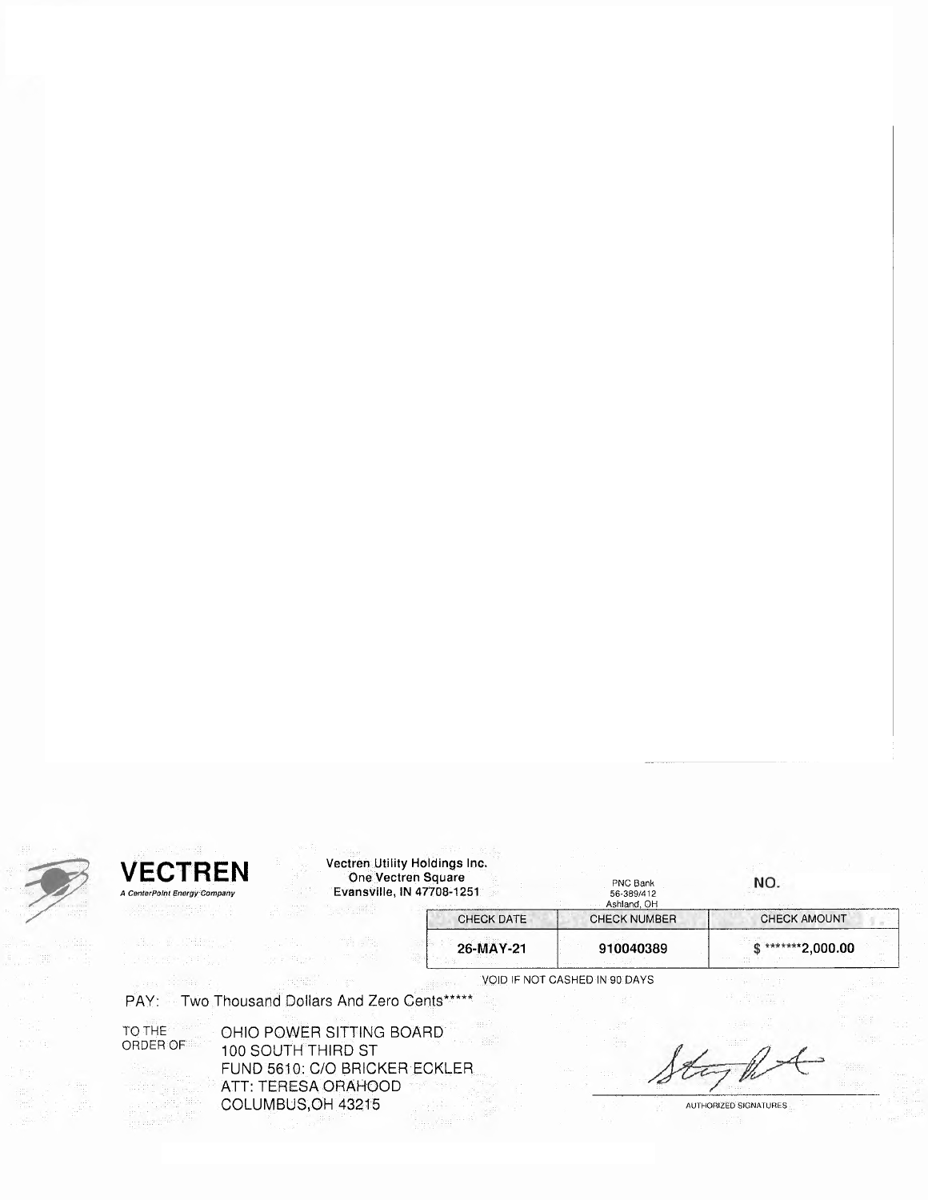**VECTREN**
*A CenterPoint Energy Company*

**Vectren Utility Holdings Inc.**
**One Vectren Square**
**Evansville, IN 47708-1251**

PNC Bank
56-389/412
Ashland, OH

**NO.**

| CHECK DATE | CHECK NUMBER | CHECK AMOUNT |
|---|---|---|
| **26-MAY-21** | **910040389** | **$ *******2,000.00** |

VOID IF NOT CASHED IN 90 DAYS

PAY: Two Thousand Dollars And Zero Cents*****

TO THE ORDER OF:
OHIO POWER SITTING BOARD
100 SOUTH THIRD ST
FUND 5610: C/O BRICKER ECKLER
ATT: TERESA ORAHOOD
COLUMBUS,OH 43215

AUTHORIZED SIGNATURES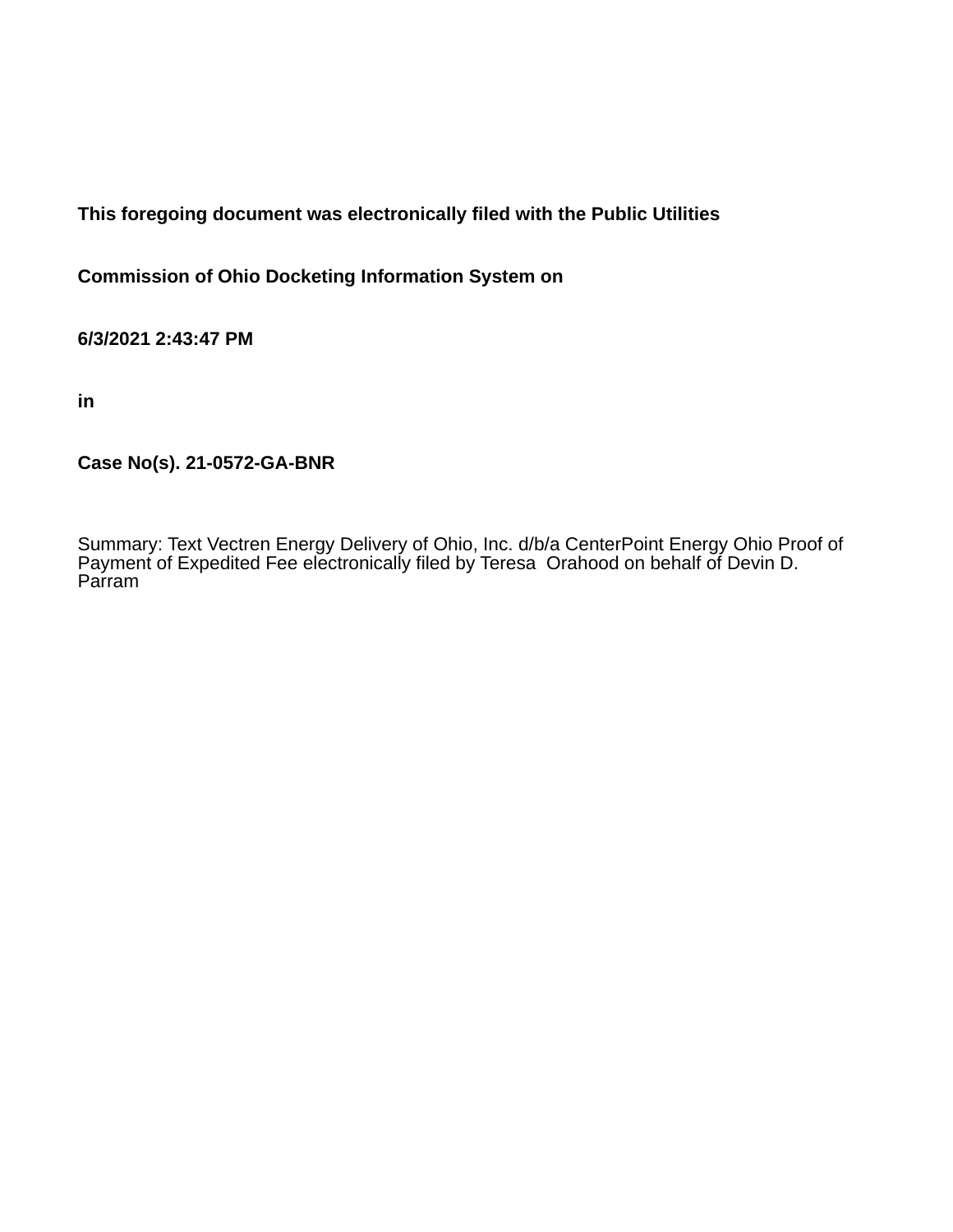**This foregoing document was electronically filed with the Public Utilities**

**Commission of Ohio Docketing Information System on**

**6/3/2021 2:43:47 PM**

**in**

**Case No(s). 21-0572-GA-BNR**

Summary: Text Vectren Energy Delivery of Ohio, Inc. d/b/a CenterPoint Energy Ohio Proof of Payment of Expedited Fee electronically filed by Teresa Orahood on behalf of Devin D. Parram